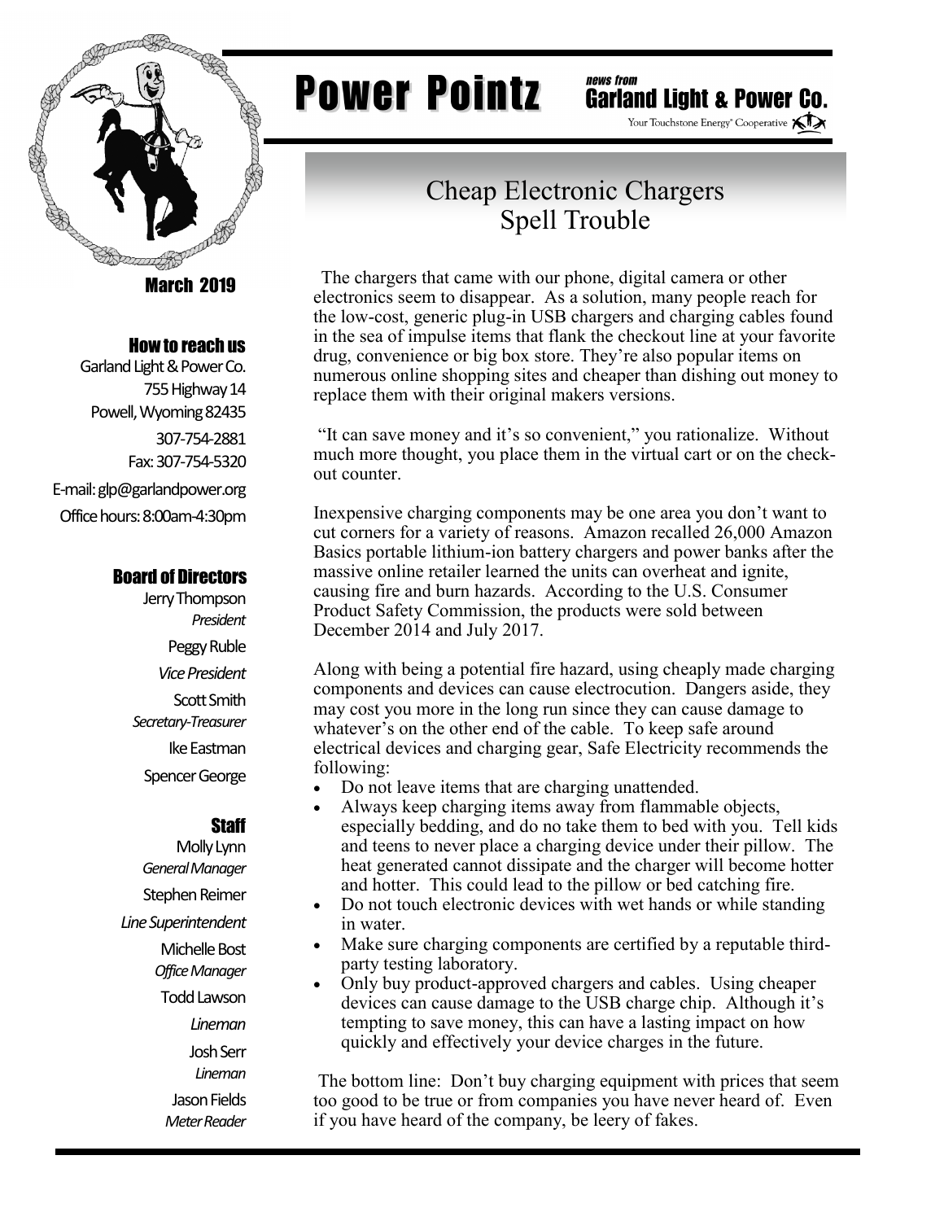# Power Pointz

*news from* **Garland Light & Power Co.**

Your Touchstone Energy® Cooperative

March 2019

### How to reach us

Garland Light & Power Co.
755 Highway 14
Powell, Wyoming 82435
307-754-2881
Fax: 307-754-5320
E-mail: glp@garlandpower.org
Office hours: 8:00am-4:30pm

### Board of Directors

Jerry Thompson
*President*

Peggy Ruble
*Vice President*

Scott Smith
*Secretary-Treasurer*

Ike Eastman

Spencer George

### Staff

Molly Lynn
*General Manager*

Stephen Reimer
*Line Superintendent*

Michelle Bost
*Office Manager*

Todd Lawson
*Lineman*

Josh Serr
*Lineman*

Jason Fields
*Meter Reader*

## Cheap Electronic Chargers Spell Trouble

The chargers that came with our phone, digital camera or other electronics seem to disappear. As a solution, many people reach for the low-cost, generic plug-in USB chargers and charging cables found in the sea of impulse items that flank the checkout line at your favorite drug, convenience or big box store. They're also popular items on numerous online shopping sites and cheaper than dishing out money to replace them with their original makers versions.

"It can save money and it's so convenient," you rationalize. Without much more thought, you place them in the virtual cart or on the check-out counter.

Inexpensive charging components may be one area you don't want to cut corners for a variety of reasons. Amazon recalled 26,000 Amazon Basics portable lithium-ion battery chargers and power banks after the massive online retailer learned the units can overheat and ignite, causing fire and burn hazards. According to the U.S. Consumer Product Safety Commission, the products were sold between December 2014 and July 2017.

Along with being a potential fire hazard, using cheaply made charging components and devices can cause electrocution. Dangers aside, they may cost you more in the long run since they can cause damage to whatever's on the other end of the cable. To keep safe around electrical devices and charging gear, Safe Electricity recommends the following:

- Do not leave items that are charging unattended.
- Always keep charging items away from flammable objects, especially bedding, and do no take them to bed with you. Tell kids and teens to never place a charging device under their pillow. The heat generated cannot dissipate and the charger will become hotter and hotter. This could lead to the pillow or bed catching fire.
- Do not touch electronic devices with wet hands or while standing in water.
- Make sure charging components are certified by a reputable third-party testing laboratory.
- Only buy product-approved chargers and cables. Using cheaper devices can cause damage to the USB charge chip. Although it's tempting to save money, this can have a lasting impact on how quickly and effectively your device charges in the future.

The bottom line: Don't buy charging equipment with prices that seem too good to be true or from companies you have never heard of. Even if you have heard of the company, be leery of fakes.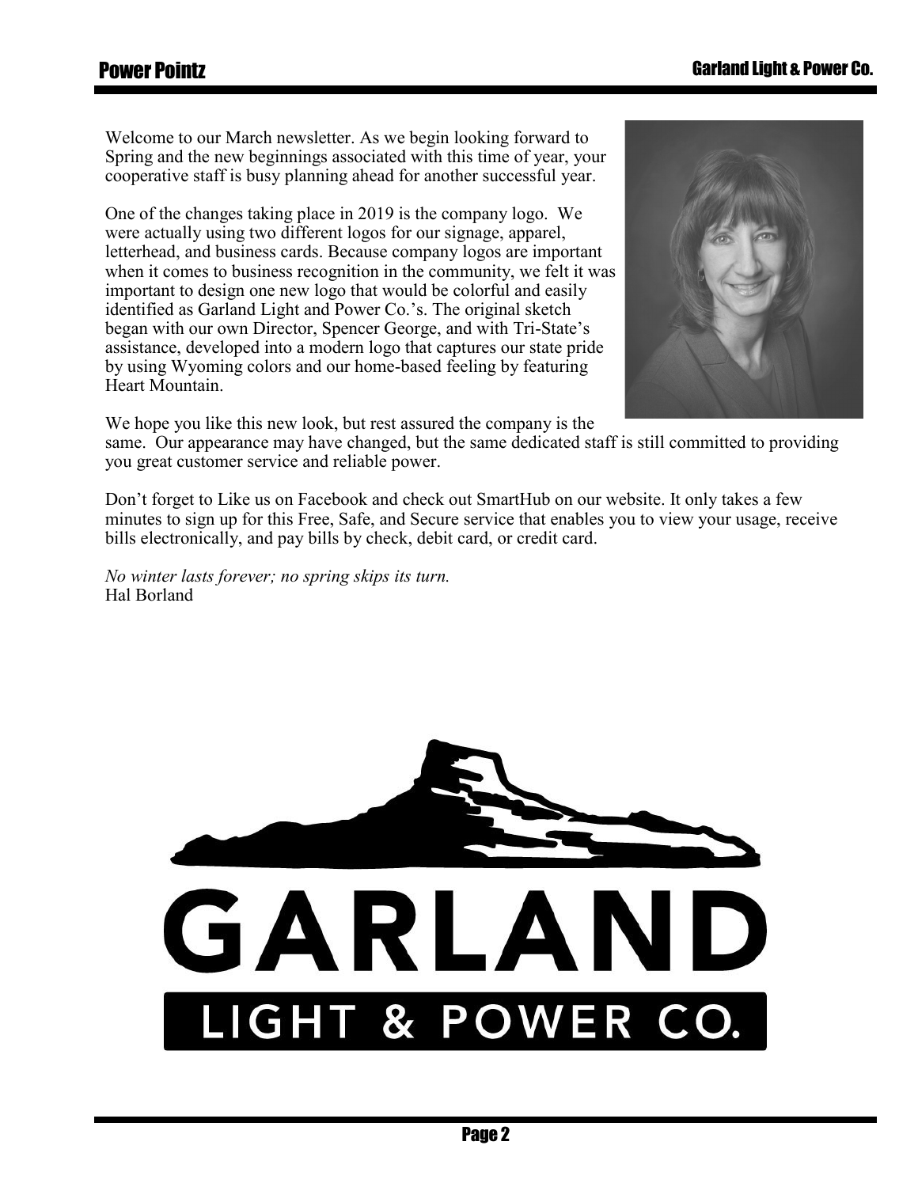Welcome to our March newsletter. As we begin looking forward to Spring and the new beginnings associated with this time of year, your cooperative staff is busy planning ahead for another successful year.

One of the changes taking place in 2019 is the company logo. We were actually using two different logos for our signage, apparel, letterhead, and business cards. Because company logos are important when it comes to business recognition in the community, we felt it was important to design one new logo that would be colorful and easily identified as Garland Light and Power Co.'s. The original sketch began with our own Director, Spencer George, and with Tri-State's assistance, developed into a modern logo that captures our state pride by using Wyoming colors and our home-based feeling by featuring Heart Mountain.

We hope you like this new look, but rest assured the company is the same. Our appearance may have changed, but the same dedicated staff is still committed to providing you great customer service and reliable power.

Don't forget to Like us on Facebook and check out SmartHub on our website. It only takes a few minutes to sign up for this Free, Safe, and Secure service that enables you to view your usage, receive bills electronically, and pay bills by check, debit card, or credit card.

*No winter lasts forever; no spring skips its turn.*
Hal Borland

GARLAND
LIGHT & POWER CO.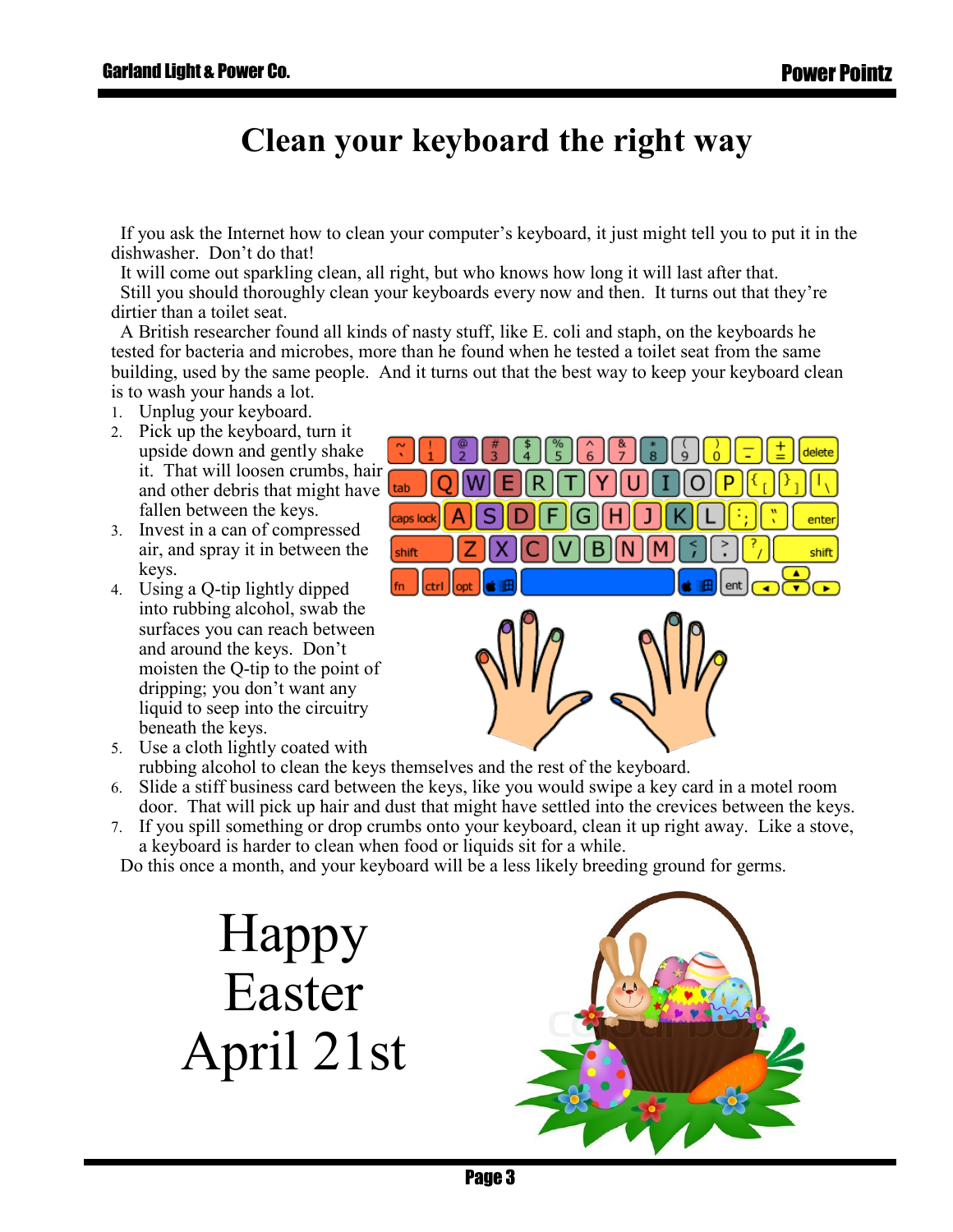# Clean your keyboard the right way

If you ask the Internet how to clean your computer's keyboard, it just might tell you to put it in the dishwasher. Don't do that!

It will come out sparkling clean, all right, but who knows how long it will last after that.

Still you should thoroughly clean your keyboards every now and then. It turns out that they're dirtier than a toilet seat.

A British researcher found all kinds of nasty stuff, like E. coli and staph, on the keyboards he tested for bacteria and microbes, more than he found when he tested a toilet seat from the same building, used by the same people. And it turns out that the best way to keep your keyboard clean is to wash your hands a lot.

1. Unplug your keyboard.
2. Pick up the keyboard, turn it upside down and gently shake it. That will loosen crumbs, hair and other debris that might have fallen between the keys.
3. Invest in a can of compressed air, and spray it in between the keys.
4. Using a Q-tip lightly dipped into rubbing alcohol, swab the surfaces you can reach between and around the keys. Don't moisten the Q-tip to the point of dripping; you don't want any liquid to seep into the circuitry beneath the keys.
5. Use a cloth lightly coated with rubbing alcohol to clean the keys themselves and the rest of the keyboard.
6. Slide a stiff business card between the keys, like you would swipe a key card in a motel room door. That will pick up hair and dust that might have settled into the crevices between the keys.
7. If you spill something or drop crumbs onto your keyboard, clean it up right away. Like a stove, a keyboard is harder to clean when food or liquids sit for a while.

Do this once a month, and your keyboard will be a less likely breeding ground for germs.

Happy Easter April 21st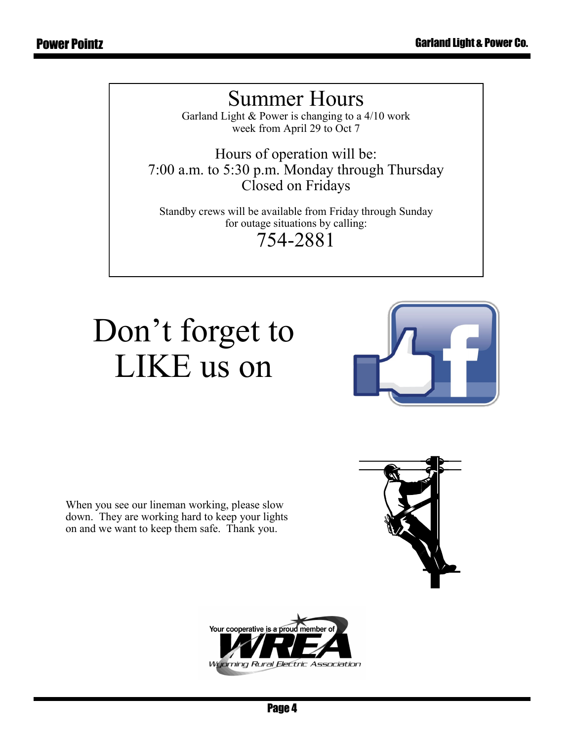## Summer Hours

Garland Light & Power is changing to a 4/10 work week from April 29 to Oct 7

Hours of operation will be:
7:00 a.m. to 5:30 p.m. Monday through Thursday
Closed on Fridays

Standby crews will be available from Friday through Sunday for outage situations by calling:

754-2881

# Don't forget to LIKE us on

When you see our lineman working, please slow down. They are working hard to keep your lights on and we want to keep them safe. Thank you.

Your cooperative is a proud member of WREA Wyoming Rural Electric Association